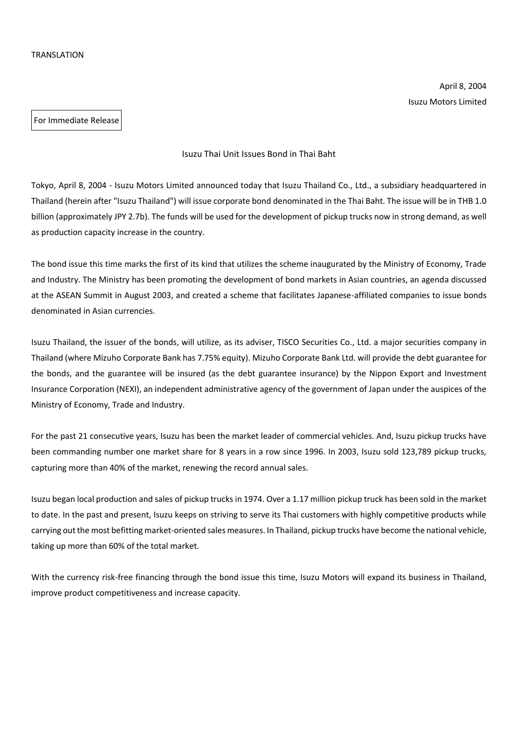TRANSLATION

April 8, 2004
Isuzu Motors Limited

For Immediate Release

# Isuzu Thai Unit Issues Bond in Thai Baht

Tokyo, April 8, 2004 - Isuzu Motors Limited announced today that Isuzu Thailand Co., Ltd., a subsidiary headquartered in Thailand (herein after "Isuzu Thailand") will issue corporate bond denominated in the Thai Baht. The issue will be in THB 1.0 billion (approximately JPY 2.7b). The funds will be used for the development of pickup trucks now in strong demand, as well as production capacity increase in the country.

The bond issue this time marks the first of its kind that utilizes the scheme inaugurated by the Ministry of Economy, Trade and Industry. The Ministry has been promoting the development of bond markets in Asian countries, an agenda discussed at the ASEAN Summit in August 2003, and created a scheme that facilitates Japanese-affiliated companies to issue bonds denominated in Asian currencies.

Isuzu Thailand, the issuer of the bonds, will utilize, as its adviser, TISCO Securities Co., Ltd. a major securities company in Thailand (where Mizuho Corporate Bank has 7.75% equity). Mizuho Corporate Bank Ltd. will provide the debt guarantee for the bonds, and the guarantee will be insured (as the debt guarantee insurance) by the Nippon Export and Investment Insurance Corporation (NEXI), an independent administrative agency of the government of Japan under the auspices of the Ministry of Economy, Trade and Industry.

For the past 21 consecutive years, Isuzu has been the market leader of commercial vehicles. And, Isuzu pickup trucks have been commanding number one market share for 8 years in a row since 1996. In 2003, Isuzu sold 123,789 pickup trucks, capturing more than 40% of the market, renewing the record annual sales.

Isuzu began local production and sales of pickup trucks in 1974. Over a 1.17 million pickup truck has been sold in the market to date. In the past and present, Isuzu keeps on striving to serve its Thai customers with highly competitive products while carrying out the most befitting market-oriented sales measures. In Thailand, pickup trucks have become the national vehicle, taking up more than 60% of the total market.

With the currency risk-free financing through the bond issue this time, Isuzu Motors will expand its business in Thailand, improve product competitiveness and increase capacity.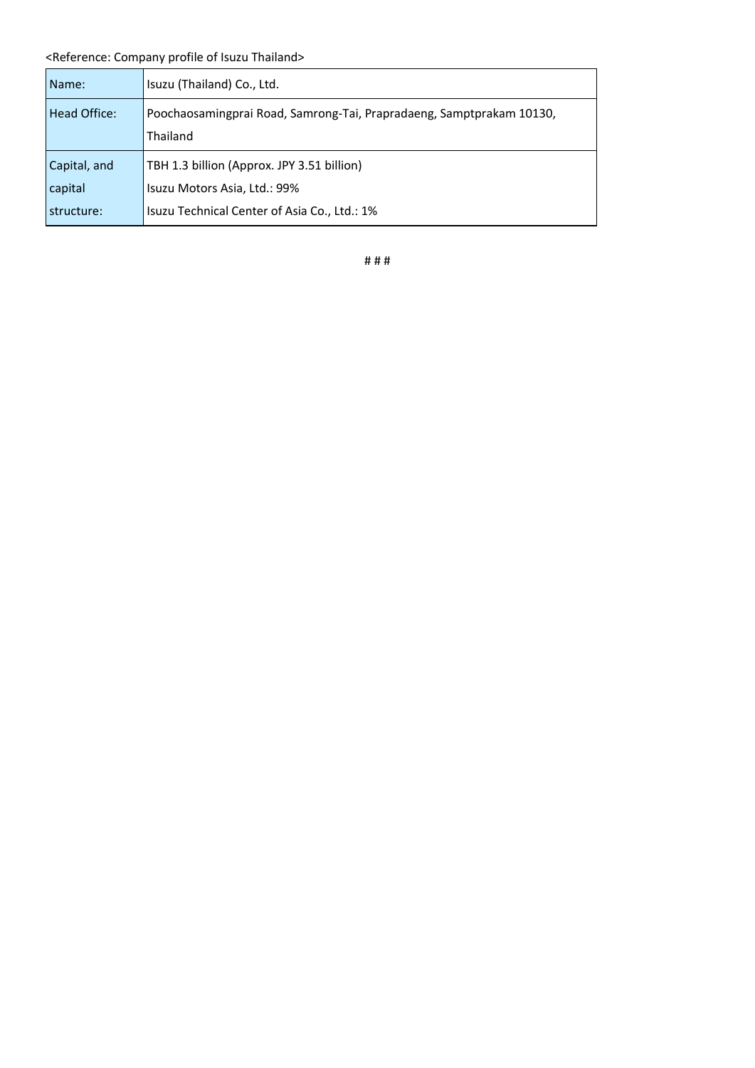<Reference: Company profile of Isuzu Thailand>

| | |
|---|---|
| Name: | Isuzu (Thailand) Co., Ltd. |
| Head Office: | Poochaosamingprai Road, Samrong-Tai, Prapradaeng, Samptprakam 10130, Thailand |
| Capital, and capital structure: | TBH 1.3 billion (Approx. JPY 3.51 billion)<br>Isuzu Motors Asia, Ltd.: 99%<br>Isuzu Technical Center of Asia Co., Ltd.: 1% |

# # #